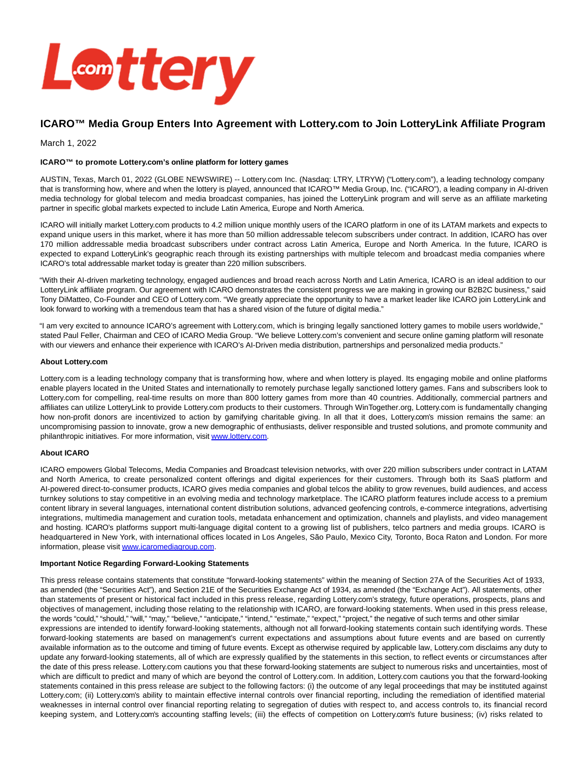# ICARO™ Media Group Enters Into Agreement with Lottery.com to Join LotteryLink Affiliate Program

March 1, 2022

**ICARO™ to promote Lottery.com's online platform for lottery games**

AUSTIN, Texas, March 01, 2022 (GLOBE NEWSWIRE) -- Lottery.com Inc. (Nasdaq: LTRY, LTRYW) ("Lottery.com"), a leading technology company that is transforming how, where and when the lottery is played, announced that ICARO™ Media Group, Inc. ("ICARO"), a leading company in AI-driven media technology for global telecom and media broadcast companies, has joined the LotteryLink program and will serve as an affiliate marketing partner in specific global markets expected to include Latin America, Europe and North America.

ICARO will initially market Lottery.com products to 4.2 million unique monthly users of the ICARO platform in one of its LATAM markets and expects to expand unique users in this market, where it has more than 50 million addressable telecom subscribers under contract. In addition, ICARO has over 170 million addressable media broadcast subscribers under contract across Latin America, Europe and North America. In the future, ICARO is expected to expand LotteryLink's geographic reach through its existing partnerships with multiple telecom and broadcast media companies where ICARO's total addressable market today is greater than 220 million subscribers.

"With their AI-driven marketing technology, engaged audiences and broad reach across North and Latin America, ICARO is an ideal addition to our LotteryLink affiliate program. Our agreement with ICARO demonstrates the consistent progress we are making in growing our B2B2C business," said Tony DiMatteo, Co-Founder and CEO of Lottery.com. "We greatly appreciate the opportunity to have a market leader like ICARO join LotteryLink and look forward to working with a tremendous team that has a shared vision of the future of digital media."

"I am very excited to announce ICARO's agreement with Lottery.com, which is bringing legally sanctioned lottery games to mobile users worldwide," stated Paul Feller, Chairman and CEO of ICARO Media Group. "We believe Lottery.com's convenient and secure online gaming platform will resonate with our viewers and enhance their experience with ICARO's AI-Driven media distribution, partnerships and personalized media products."

**About Lottery.com**

Lottery.com is a leading technology company that is transforming how, where and when lottery is played. Its engaging mobile and online platforms enable players located in the United States and internationally to remotely purchase legally sanctioned lottery games. Fans and subscribers look to Lottery.com for compelling, real-time results on more than 800 lottery games from more than 40 countries. Additionally, commercial partners and affiliates can utilize LotteryLink to provide Lottery.com products to their customers. Through WinTogether.org, Lottery.com is fundamentally changing how non-profit donors are incentivized to action by gamifying charitable giving. In all that it does, Lottery.com's mission remains the same: an uncompromising passion to innovate, grow a new demographic of enthusiasts, deliver responsible and trusted solutions, and promote community and philanthropic initiatives. For more information, visit www.lottery.com.

**About ICARO**

ICARO empowers Global Telecoms, Media Companies and Broadcast television networks, with over 220 million subscribers under contract in LATAM and North America, to create personalized content offerings and digital experiences for their customers. Through both its SaaS platform and AI-powered direct-to-consumer products, ICARO gives media companies and global telcos the ability to grow revenues, build audiences, and access turnkey solutions to stay competitive in an evolving media and technology marketplace. The ICARO platform features include access to a premium content library in several languages, international content distribution solutions, advanced geofencing controls, e-commerce integrations, advertising integrations, multimedia management and curation tools, metadata enhancement and optimization, channels and playlists, and video management and hosting. ICARO's platforms support multi-language digital content to a growing list of publishers, telco partners and media groups. ICARO is headquartered in New York, with international offices located in Los Angeles, São Paulo, Mexico City, Toronto, Boca Raton and London. For more information, please visit www.icaromediagroup.com.

**Important Notice Regarding Forward-Looking Statements**

This press release contains statements that constitute "forward-looking statements" within the meaning of Section 27A of the Securities Act of 1933, as amended (the "Securities Act"), and Section 21E of the Securities Exchange Act of 1934, as amended (the "Exchange Act"). All statements, other than statements of present or historical fact included in this press release, regarding Lottery.com's strategy, future operations, prospects, plans and objectives of management, including those relating to the relationship with ICARO, are forward-looking statements. When used in this press release, the words "could," "should," "will," "may," "believe," "anticipate," "intend," "estimate," "expect," "project," the negative of such terms and other similar expressions are intended to identify forward-looking statements, although not all forward-looking statements contain such identifying words. These forward-looking statements are based on management's current expectations and assumptions about future events and are based on currently available information as to the outcome and timing of future events. Except as otherwise required by applicable law, Lottery.com disclaims any duty to update any forward-looking statements, all of which are expressly qualified by the statements in this section, to reflect events or circumstances after the date of this press release. Lottery.com cautions you that these forward-looking statements are subject to numerous risks and uncertainties, most of which are difficult to predict and many of which are beyond the control of Lottery.com. In addition, Lottery.com cautions you that the forward-looking statements contained in this press release are subject to the following factors: (i) the outcome of any legal proceedings that may be instituted against Lottery.com; (ii) Lottery.com's ability to maintain effective internal controls over financial reporting, including the remediation of identified material weaknesses in internal control over financial reporting relating to segregation of duties with respect to, and access controls to, its financial record keeping system, and Lottery.com's accounting staffing levels; (iii) the effects of competition on Lottery.com's future business; (iv) risks related to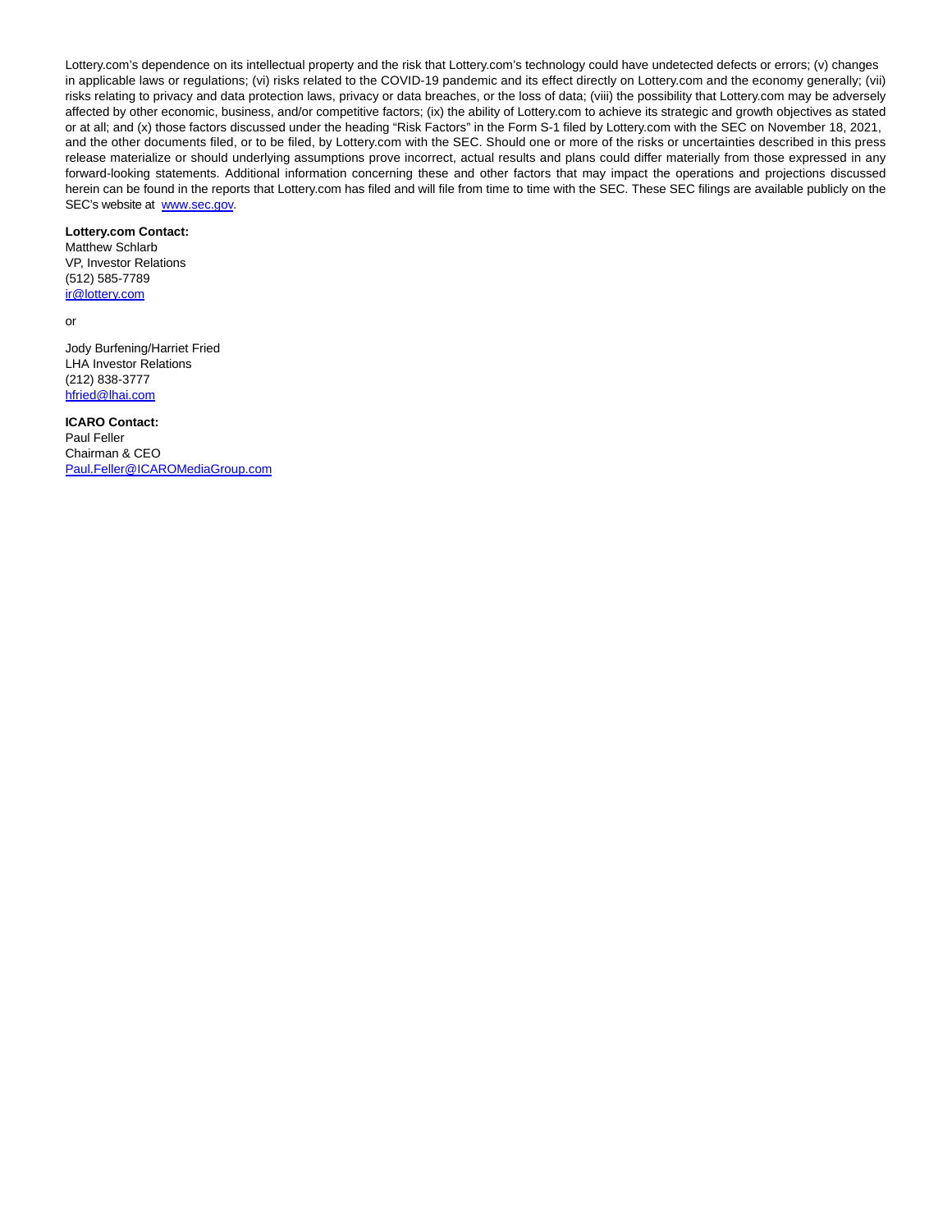Lottery.com's dependence on its intellectual property and the risk that Lottery.com's technology could have undetected defects or errors; (v) changes in applicable laws or regulations; (vi) risks related to the COVID-19 pandemic and its effect directly on Lottery.com and the economy generally; (vii) risks relating to privacy and data protection laws, privacy or data breaches, or the loss of data; (viii) the possibility that Lottery.com may be adversely affected by other economic, business, and/or competitive factors; (ix) the ability of Lottery.com to achieve its strategic and growth objectives as stated or at all; and (x) those factors discussed under the heading "Risk Factors" in the Form S-1 filed by Lottery.com with the SEC on November 18, 2021, and the other documents filed, or to be filed, by Lottery.com with the SEC. Should one or more of the risks or uncertainties described in this press release materialize or should underlying assumptions prove incorrect, actual results and plans could differ materially from those expressed in any forward-looking statements. Additional information concerning these and other factors that may impact the operations and projections discussed herein can be found in the reports that Lottery.com has filed and will file from time to time with the SEC. These SEC filings are available publicly on the SEC's website at [www.sec.gov](http://www.sec.gov).

**Lottery.com Contact:**
Matthew Schlarb
VP, Investor Relations
(512) 585-7789
[ir@lottery.com](mailto:ir@lottery.com)

or

Jody Burfening/Harriet Fried
LHA Investor Relations
(212) 838-3777
[hfried@lhai.com](mailto:hfried@lhai.com)

**ICARO Contact:**
Paul Feller
Chairman & CEO
[Paul.Feller@ICAROMediaGroup.com](mailto:Paul.Feller@ICAROMediaGroup.com)